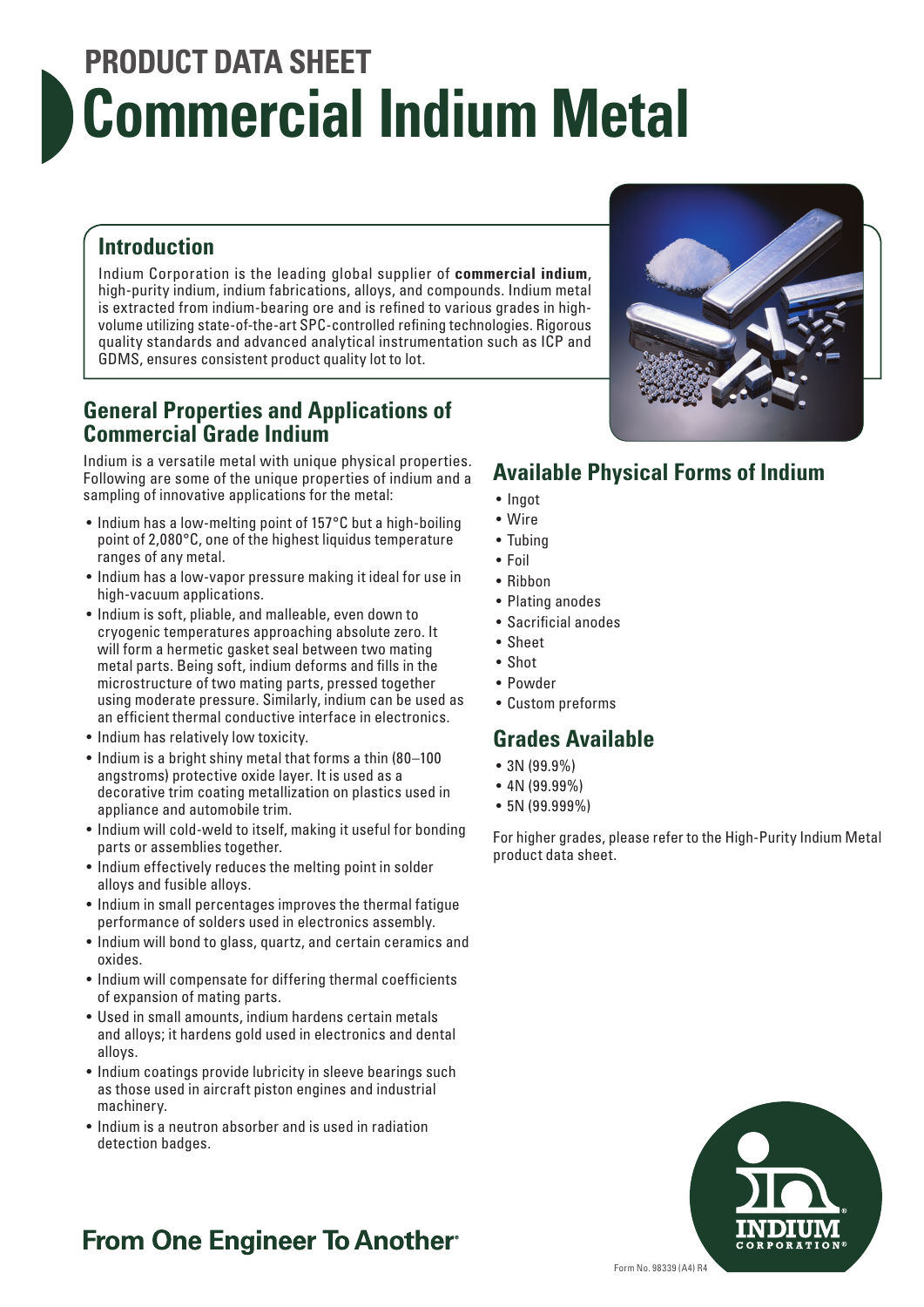# PRODUCT DATA SHEET

# Commercial Indium Metal

## Introduction

Indium Corporation is the leading global supplier of **commercial indium**, high-purity indium, indium fabrications, alloys, and compounds. Indium metal is extracted from indium-bearing ore and is refined to various grades in high-volume utilizing state-of-the-art SPC-controlled refining technologies. Rigorous quality standards and advanced analytical instrumentation such as ICP and GDMS, ensures consistent product quality lot to lot.

## General Properties and Applications of Commercial Grade Indium

Indium is a versatile metal with unique physical properties. Following are some of the unique properties of indium and a sampling of innovative applications for the metal:

- Indium has a low-melting point of 157°C but a high-boiling point of 2,080°C, one of the highest liquidus temperature ranges of any metal.
- Indium has a low-vapor pressure making it ideal for use in high-vacuum applications.
- Indium is soft, pliable, and malleable, even down to cryogenic temperatures approaching absolute zero. It will form a hermetic gasket seal between two mating metal parts. Being soft, indium deforms and fills in the microstructure of two mating parts, pressed together using moderate pressure. Similarly, indium can be used as an efficient thermal conductive interface in electronics.
- Indium has relatively low toxicity.
- Indium is a bright shiny metal that forms a thin (80–100 angstroms) protective oxide layer. It is used as a decorative trim coating metallization on plastics used in appliance and automobile trim.
- Indium will cold-weld to itself, making it useful for bonding parts or assemblies together.
- Indium effectively reduces the melting point in solder alloys and fusible alloys.
- Indium in small percentages improves the thermal fatigue performance of solders used in electronics assembly.
- Indium will bond to glass, quartz, and certain ceramics and oxides.
- Indium will compensate for differing thermal coefficients of expansion of mating parts.
- Used in small amounts, indium hardens certain metals and alloys; it hardens gold used in electronics and dental alloys.
- Indium coatings provide lubricity in sleeve bearings such as those used in aircraft piston engines and industrial machinery.
- Indium is a neutron absorber and is used in radiation detection badges.

## Available Physical Forms of Indium

- Ingot
- Wire
- Tubing
- Foil
- Ribbon
- Plating anodes
- Sacrificial anodes
- Sheet
- Shot
- Powder
- Custom preforms

## Grades Available

- 3N (99.9%)
- 4N (99.99%)
- 5N (99.999%)

For higher grades, please refer to the High-Purity Indium Metal product data sheet.

**From One Engineer To Another®**

Form No. 98339 (A4) R4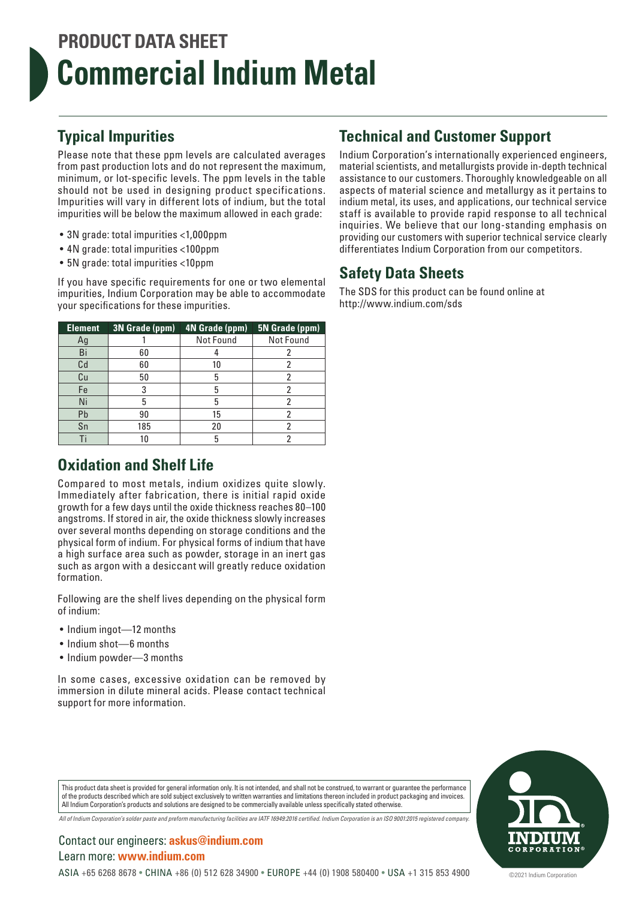# PRODUCT DATA SHEET
# Commercial Indium Metal

## Typical Impurities

Please note that these ppm levels are calculated averages from past production lots and do not represent the maximum, minimum, or lot-specific levels. The ppm levels in the table should not be used in designing product specifications. Impurities will vary in different lots of indium, but the total impurities will be below the maximum allowed in each grade:

- 3N grade: total impurities <1,000ppm
- 4N grade: total impurities <100ppm
- 5N grade: total impurities <10ppm

If you have specific requirements for one or two elemental impurities, Indium Corporation may be able to accommodate your specifications for these impurities.

| Element | 3N Grade (ppm) | 4N Grade (ppm) | 5N Grade (ppm) |
|---|---|---|---|
| Ag | 1 | Not Found | Not Found |
| Bi | 60 | 4 | 2 |
| Cd | 60 | 10 | 2 |
| Cu | 50 | 5 | 2 |
| Fe | 3 | 5 | 2 |
| Ni | 5 | 5 | 2 |
| Pb | 90 | 15 | 2 |
| Sn | 185 | 20 | 2 |
| Ti | 10 | 5 | 2 |

## Oxidation and Shelf Life

Compared to most metals, indium oxidizes quite slowly. Immediately after fabrication, there is initial rapid oxide growth for a few days until the oxide thickness reaches 80–100 angstroms. If stored in air, the oxide thickness slowly increases over several months depending on storage conditions and the physical form of indium. For physical forms of indium that have a high surface area such as powder, storage in an inert gas such as argon with a desiccant will greatly reduce oxidation formation.

Following are the shelf lives depending on the physical form of indium:

- Indium ingot—12 months
- Indium shot—6 months
- Indium powder—3 months

In some cases, excessive oxidation can be removed by immersion in dilute mineral acids. Please contact technical support for more information.

## Technical and Customer Support

Indium Corporation's internationally experienced engineers, material scientists, and metallurgists provide in-depth technical assistance to our customers. Thoroughly knowledgeable on all aspects of material science and metallurgy as it pertains to indium metal, its uses, and applications, our technical service staff is available to provide rapid response to all technical inquiries. We believe that our long-standing emphasis on providing our customers with superior technical service clearly differentiates Indium Corporation from our competitors.

## Safety Data Sheets

The SDS for this product can be found online at http://www.indium.com/sds

This product data sheet is provided for general information only. It is not intended, and shall not be construed, to warrant or guarantee the performance of the products described which are sold subject exclusively to written warranties and limitations thereon included in product packaging and invoices. All Indium Corporation's products and solutions are designed to be commercially available unless specifically stated otherwise.

*All of Indium Corporation's solder paste and preform manufacturing facilities are IATF 16949:2016 certified. Indium Corporation is an ISO 9001:2015 registered company.*

Contact our engineers: **askus@indium.com**

Learn more: **www.indium.com**

ASIA +65 6268 8678 • CHINA +86 (0) 512 628 34900 • EUROPE +44 (0) 1908 580400 • USA +1 315 853 4900

©2021 Indium Corporation